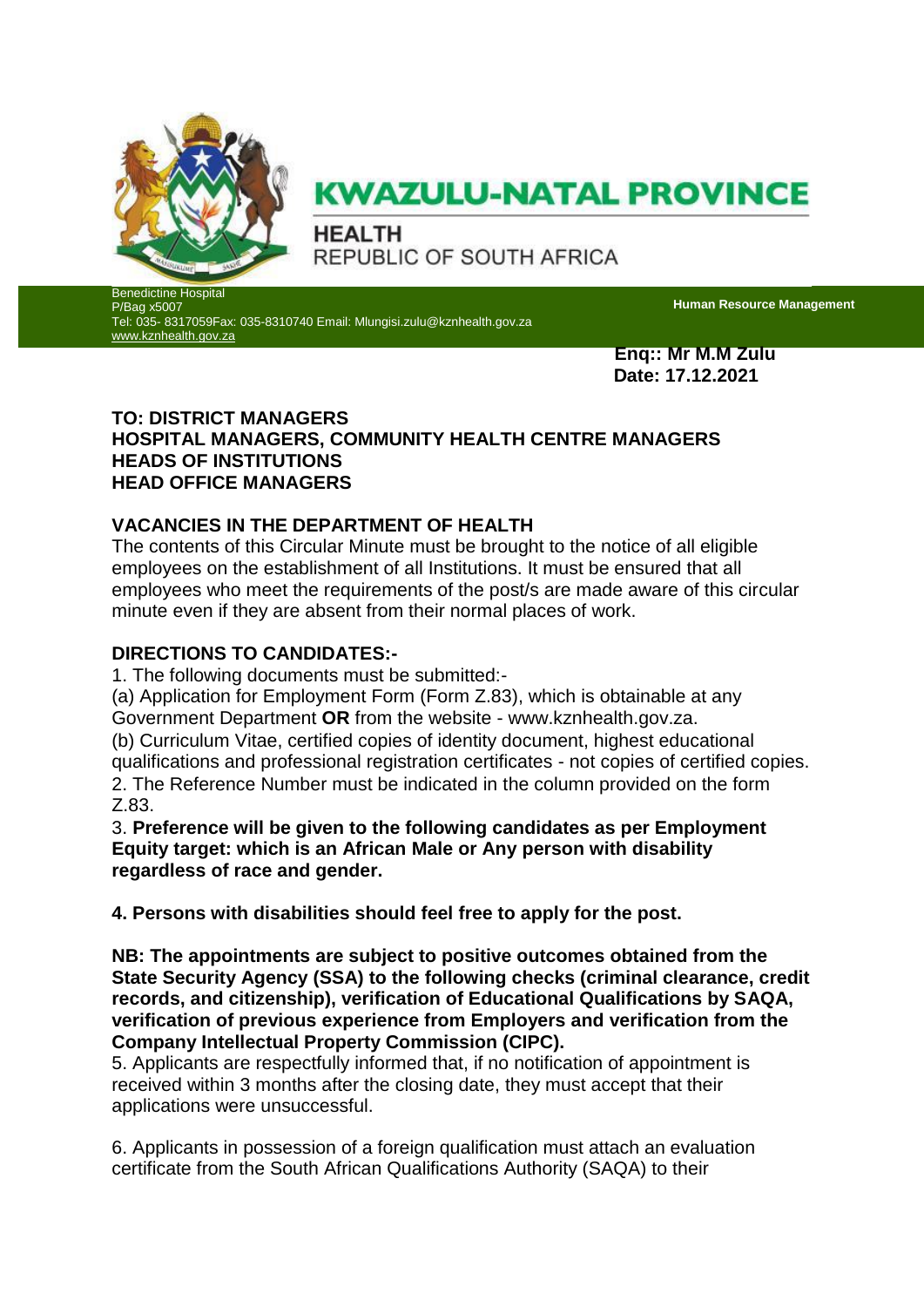# KWAZULU-NATAL PROVINCE

**HEALTH**
REPUBLIC OF SOUTH AFRICA

Benedictine Hospital
P/Bag x5007
Tel: 035- 8317059Fax: 035-8310740 Email: Mlungisi.zulu@kznhealth.gov.za
www.kznhealth.gov.za

**Human Resource Management**

**Enq:: Mr M.M Zulu**
**Date: 17.12.2021**

**TO: DISTRICT MANAGERS**
**HOSPITAL MANAGERS, COMMUNITY HEALTH CENTRE MANAGERS**
**HEADS OF INSTITUTIONS**
**HEAD OFFICE MANAGERS**

## VACANCIES IN THE DEPARTMENT OF HEALTH

The contents of this Circular Minute must be brought to the notice of all eligible employees on the establishment of all Institutions. It must be ensured that all employees who meet the requirements of the post/s are made aware of this circular minute even if they are absent from their normal places of work.

## DIRECTIONS TO CANDIDATES:-

1. The following documents must be submitted:-

(a) Application for Employment Form (Form Z.83), which is obtainable at any Government Department **OR** from the website - www.kznhealth.gov.za.

(b) Curriculum Vitae, certified copies of identity document, highest educational qualifications and professional registration certificates - not copies of certified copies.

2. The Reference Number must be indicated in the column provided on the form Z.83.

3. **Preference will be given to the following candidates as per Employment Equity target: which is an African Male or Any person with disability regardless of race and gender.**

**4. Persons with disabilities should feel free to apply for the post.**

**NB: The appointments are subject to positive outcomes obtained from the State Security Agency (SSA) to the following checks (criminal clearance, credit records, and citizenship), verification of Educational Qualifications by SAQA, verification of previous experience from Employers and verification from the Company Intellectual Property Commission (CIPC).**

5. Applicants are respectfully informed that, if no notification of appointment is received within 3 months after the closing date, they must accept that their applications were unsuccessful.

6. Applicants in possession of a foreign qualification must attach an evaluation certificate from the South African Qualifications Authority (SAQA) to their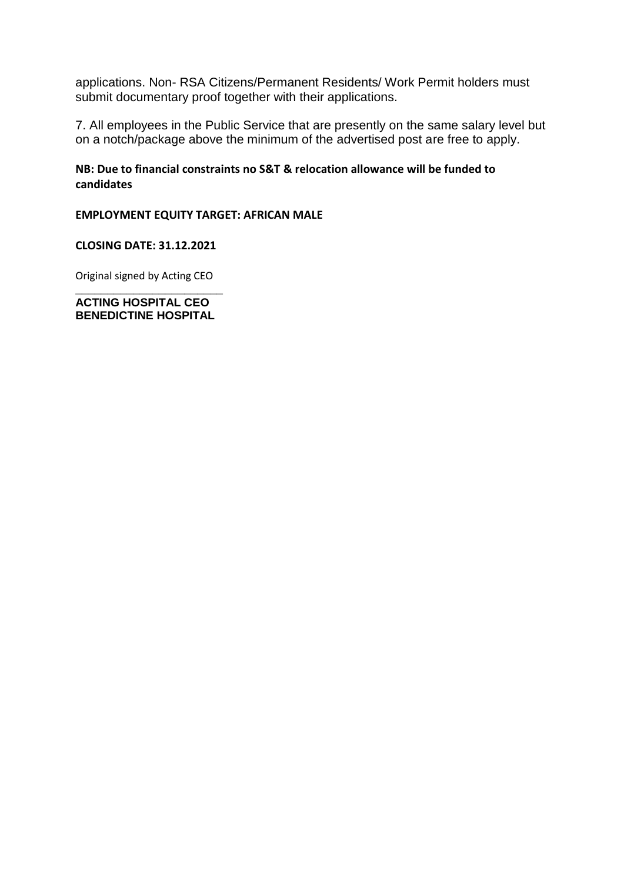applications. Non- RSA Citizens/Permanent Residents/ Work Permit holders must submit documentary proof together with their applications.

7. All employees in the Public Service that are presently on the same salary level but on a notch/package above the minimum of the advertised post are free to apply.

**NB: Due to financial constraints no S&T & relocation allowance will be funded to candidates**

**EMPLOYMENT EQUITY TARGET: AFRICAN MALE**

**CLOSING DATE: 31.12.2021**

Original signed by Acting CEO

______________________________

**ACTING HOSPITAL CEO**
**BENEDICTINE HOSPITAL**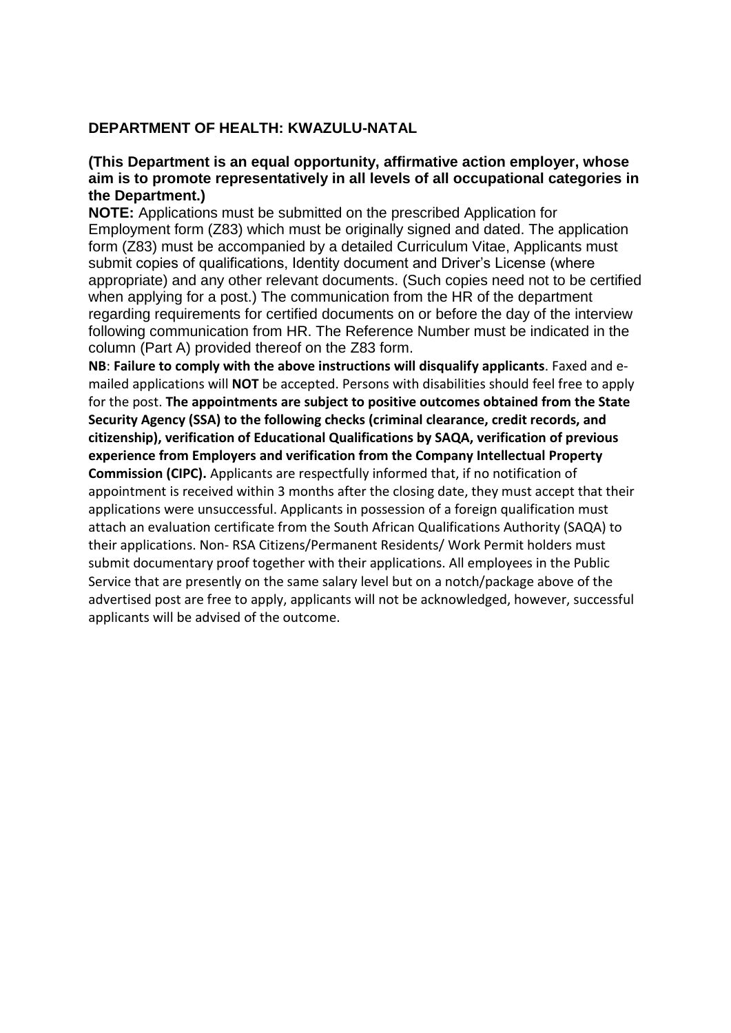**DEPARTMENT OF HEALTH: KWAZULU-NATAL**

**(This Department is an equal opportunity, affirmative action employer, whose aim is to promote representatively in all levels of all occupational categories in the Department.)**

**NOTE:** Applications must be submitted on the prescribed Application for Employment form (Z83) which must be originally signed and dated. The application form (Z83) must be accompanied by a detailed Curriculum Vitae, Applicants must submit copies of qualifications, Identity document and Driver's License (where appropriate) and any other relevant documents. (Such copies need not to be certified when applying for a post.) The communication from the HR of the department regarding requirements for certified documents on or before the day of the interview following communication from HR. The Reference Number must be indicated in the column (Part A) provided thereof on the Z83 form.

**NB**: **Failure to comply with the above instructions will disqualify applicants**. Faxed and e-mailed applications will **NOT** be accepted. Persons with disabilities should feel free to apply for the post. **The appointments are subject to positive outcomes obtained from the State Security Agency (SSA) to the following checks (criminal clearance, credit records, and citizenship), verification of Educational Qualifications by SAQA, verification of previous experience from Employers and verification from the Company Intellectual Property Commission (CIPC).** Applicants are respectfully informed that, if no notification of appointment is received within 3 months after the closing date, they must accept that their applications were unsuccessful. Applicants in possession of a foreign qualification must attach an evaluation certificate from the South African Qualifications Authority (SAQA) to their applications. Non- RSA Citizens/Permanent Residents/ Work Permit holders must submit documentary proof together with their applications. All employees in the Public Service that are presently on the same salary level but on a notch/package above of the advertised post are free to apply, applicants will not be acknowledged, however, successful applicants will be advised of the outcome.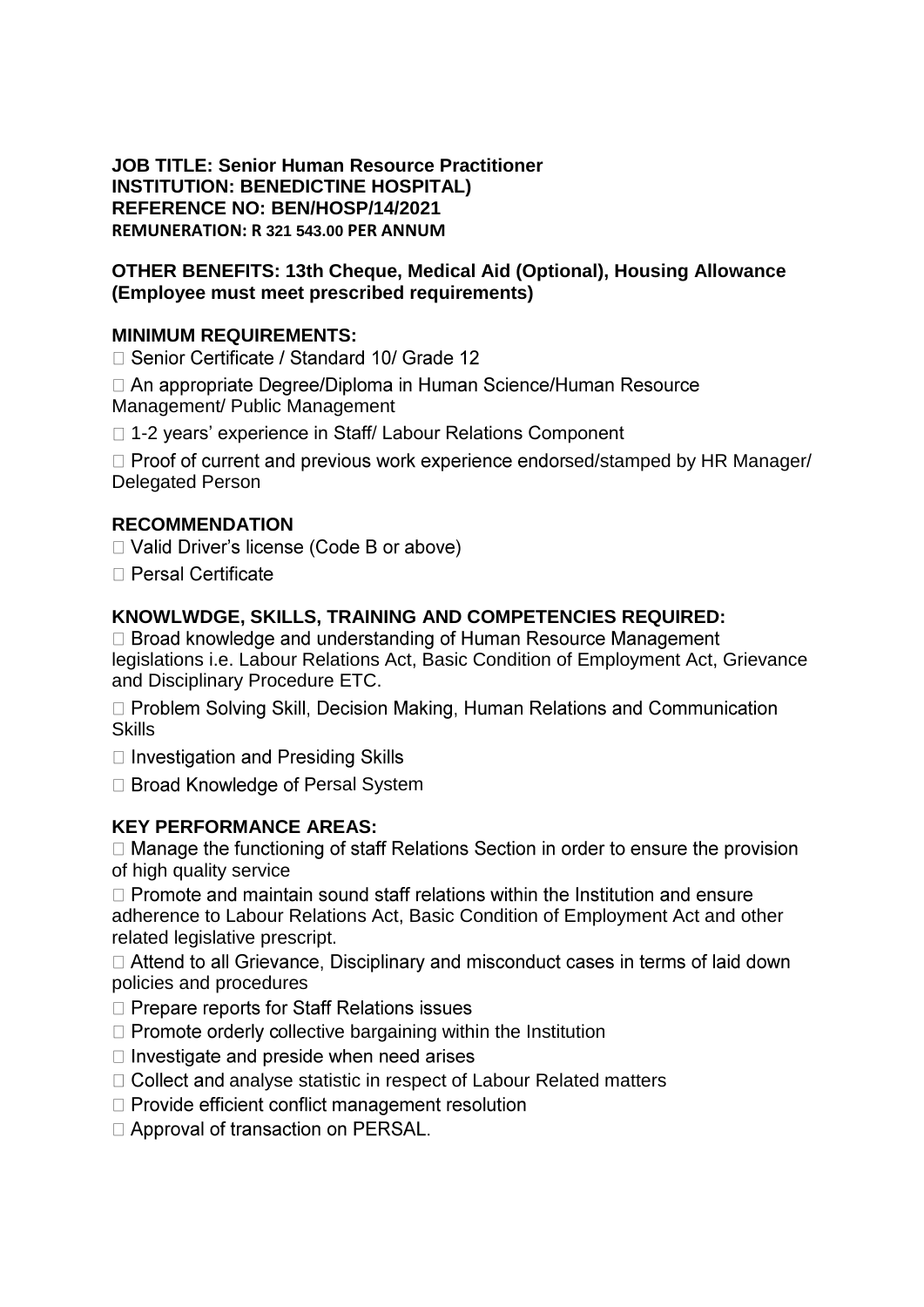**JOB TITLE: Senior Human Resource Practitioner**
**INSTITUTION: BENEDICTINE HOSPITAL)**
**REFERENCE NO: BEN/HOSP/14/2021**
**REMUNERATION: R 321 543.00 PER ANNUM**

**OTHER BENEFITS: 13th Cheque, Medical Aid (Optional), Housing Allowance (Employee must meet prescribed requirements)**

**MINIMUM REQUIREMENTS:**

- Senior Certificate / Standard 10/ Grade 12
- An appropriate Degree/Diploma in Human Science/Human Resource Management/ Public Management
- 1-2 years' experience in Staff/ Labour Relations Component
- Proof of current and previous work experience endorsed/stamped by HR Manager/ Delegated Person

**RECOMMENDATION**

- Valid Driver's license (Code B or above)
- Persal Certificate

**KNOWLWDGE, SKILLS, TRAINING AND COMPETENCIES REQUIRED:**

- Broad knowledge and understanding of Human Resource Management legislations i.e. Labour Relations Act, Basic Condition of Employment Act, Grievance and Disciplinary Procedure ETC.
- Problem Solving Skill, Decision Making, Human Relations and Communication Skills
- Investigation and Presiding Skills
- Broad Knowledge of Persal System

**KEY PERFORMANCE AREAS:**

- Manage the functioning of staff Relations Section in order to ensure the provision of high quality service
- Promote and maintain sound staff relations within the Institution and ensure adherence to Labour Relations Act, Basic Condition of Employment Act and other related legislative prescript.
- Attend to all Grievance, Disciplinary and misconduct cases in terms of laid down policies and procedures
- Prepare reports for Staff Relations issues
- Promote orderly collective bargaining within the Institution
- Investigate and preside when need arises
- Collect and analyse statistic in respect of Labour Related matters
- Provide efficient conflict management resolution
- Approval of transaction on PERSAL.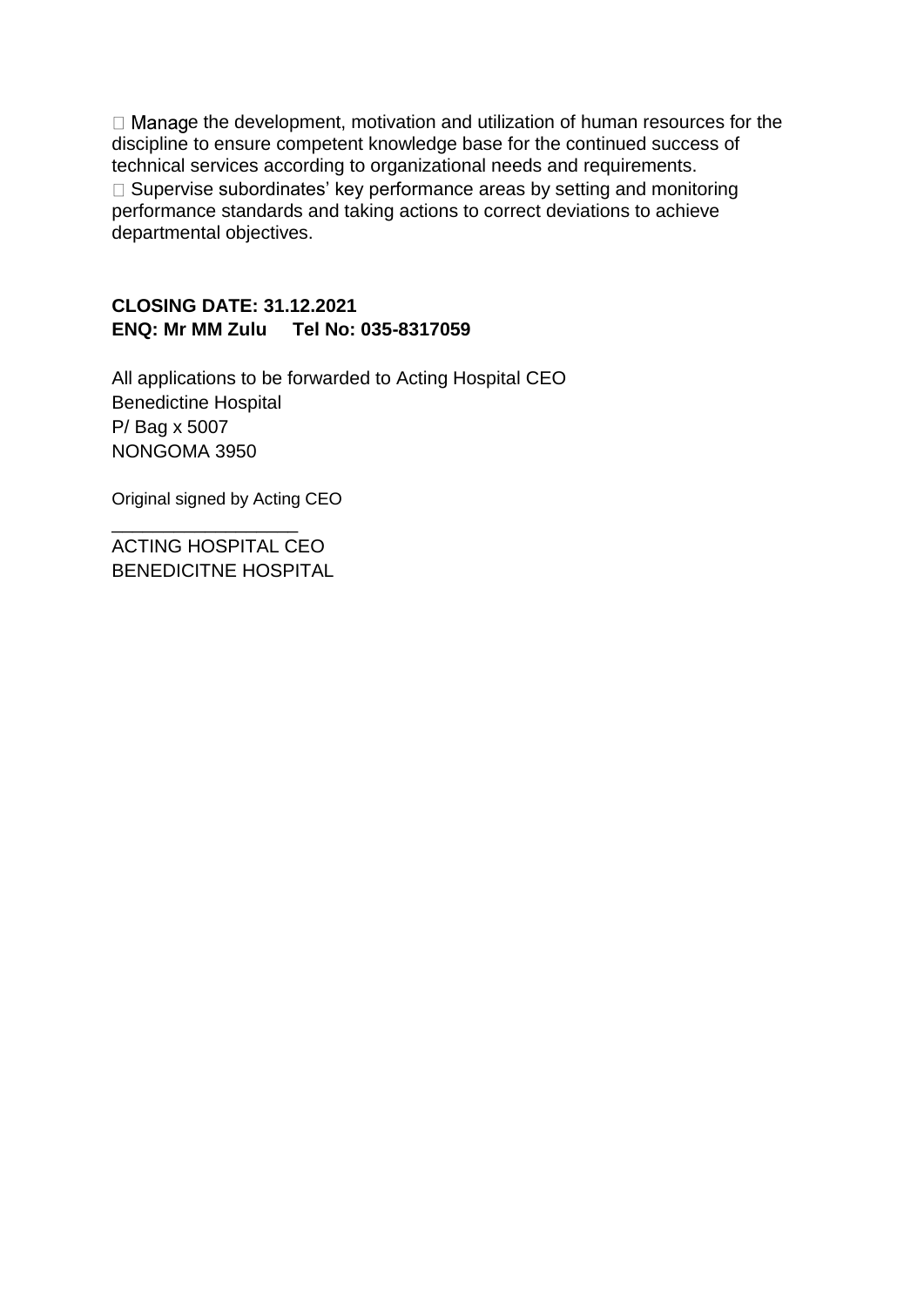- Manage the development, motivation and utilization of human resources for the discipline to ensure competent knowledge base for the continued success of technical services according to organizational needs and requirements.
- Supervise subordinates' key performance areas by setting and monitoring performance standards and taking actions to correct deviations to achieve departmental objectives.

**CLOSING DATE: 31.12.2021**
**ENQ: Mr MM Zulu     Tel No: 035-8317059**

All applications to be forwarded to Acting Hospital CEO
Benedictine Hospital
P/ Bag x 5007
NONGOMA 3950

Original signed by Acting CEO

_________________
ACTING HOSPITAL CEO
BENEDICITNE HOSPITAL